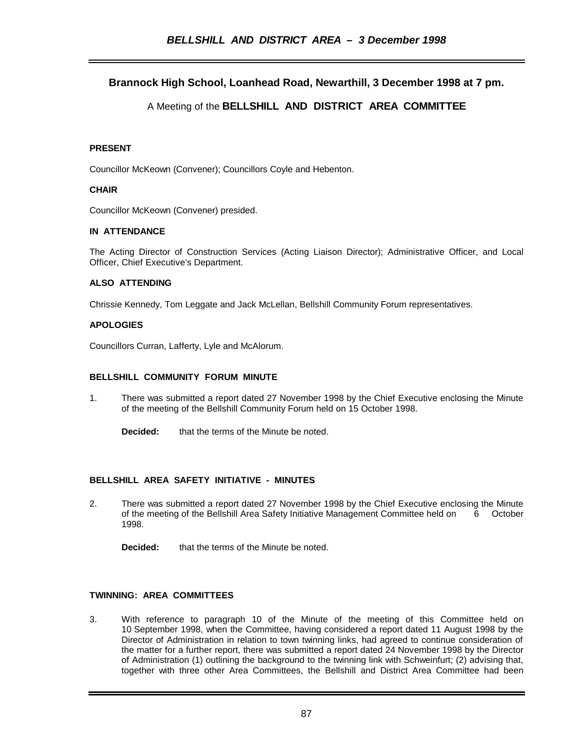**Brannock High School, Loanhead Road, Newarthill, 3 December 1998 at 7 pm.**

A Meeting of the **BELLSHILL AND DISTRICT AREA COMMITTEE**

**PRESENT**

Councillor McKeown (Convener); Councillors Coyle and Hebenton.

**CHAIR**

Councillor McKeown (Convener) presided.

**IN ATTENDANCE**

The Acting Director of Construction Services (Acting Liaison Director); Administrative Officer, and Local Officer, Chief Executive's Department.

**ALSO ATTENDING**

Chrissie Kennedy, Tom Leggate and Jack McLellan, Bellshill Community Forum representatives.

**APOLOGIES**

Councillors Curran, Lafferty, Lyle and McAlorum.

**BELLSHILL COMMUNITY FORUM MINUTE**

1. There was submitted a report dated 27 November 1998 by the Chief Executive enclosing the Minute of the meeting of the Bellshill Community Forum held on 15 October 1998.

   **Decided:** that the terms of the Minute be noted.

**BELLSHILL AREA SAFETY INITIATIVE - MINUTES**

2. There was submitted a report dated 27 November 1998 by the Chief Executive enclosing the Minute of the meeting of the Bellshill Area Safety Initiative Management Committee held on 6 October 1998.

   **Decided:** that the terms of the Minute be noted.

**TWINNING: AREA COMMITTEES**

3. With reference to paragraph 10 of the Minute of the meeting of this Committee held on 10 September 1998, when the Committee, having considered a report dated 11 August 1998 by the Director of Administration in relation to town twinning links, had agreed to continue consideration of the matter for a further report, there was submitted a report dated 24 November 1998 by the Director of Administration (1) outlining the background to the twinning link with Schweinfurt; (2) advising that, together with three other Area Committees, the Bellshill and District Area Committee had been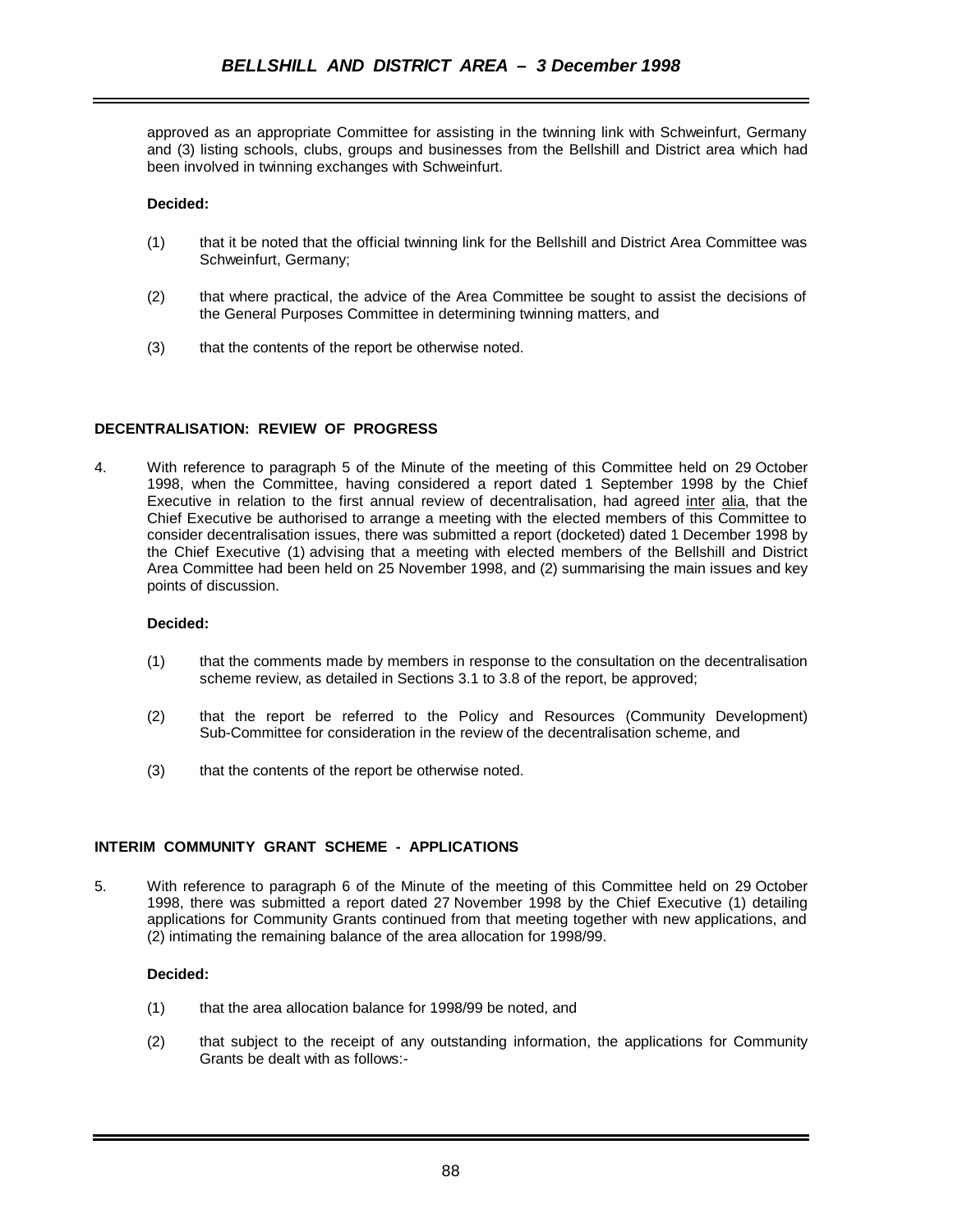approved as an appropriate Committee for assisting in the twinning link with Schweinfurt, Germany and (3) listing schools, clubs, groups and businesses from the Bellshill and District area which had been involved in twinning exchanges with Schweinfurt.

**Decided:**

(1) that it be noted that the official twinning link for the Bellshill and District Area Committee was Schweinfurt, Germany;

(2) that where practical, the advice of the Area Committee be sought to assist the decisions of the General Purposes Committee in determining twinning matters, and

(3) that the contents of the report be otherwise noted.

**DECENTRALISATION: REVIEW OF PROGRESS**

4. With reference to paragraph 5 of the Minute of the meeting of this Committee held on 29 October 1998, when the Committee, having considered a report dated 1 September 1998 by the Chief Executive in relation to the first annual review of decentralisation, had agreed inter alia, that the Chief Executive be authorised to arrange a meeting with the elected members of this Committee to consider decentralisation issues, there was submitted a report (docketed) dated 1 December 1998 by the Chief Executive (1) advising that a meeting with elected members of the Bellshill and District Area Committee had been held on 25 November 1998, and (2) summarising the main issues and key points of discussion.

**Decided:**

(1) that the comments made by members in response to the consultation on the decentralisation scheme review, as detailed in Sections 3.1 to 3.8 of the report, be approved;

(2) that the report be referred to the Policy and Resources (Community Development) Sub-Committee for consideration in the review of the decentralisation scheme, and

(3) that the contents of the report be otherwise noted.

**INTERIM COMMUNITY GRANT SCHEME - APPLICATIONS**

5. With reference to paragraph 6 of the Minute of the meeting of this Committee held on 29 October 1998, there was submitted a report dated 27 November 1998 by the Chief Executive (1) detailing applications for Community Grants continued from that meeting together with new applications, and (2) intimating the remaining balance of the area allocation for 1998/99.

**Decided:**

(1) that the area allocation balance for 1998/99 be noted, and

(2) that subject to the receipt of any outstanding information, the applications for Community Grants be dealt with as follows:-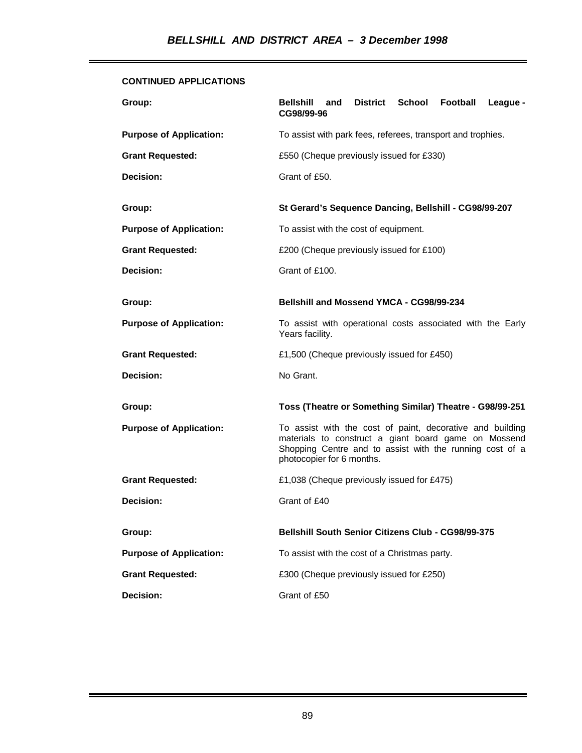**CONTINUED APPLICATIONS**

**Group:** **Bellshill and District School Football League - CG98/99-96**

**Purpose of Application:** To assist with park fees, referees, transport and trophies.

**Grant Requested:** £550 (Cheque previously issued for £330)

**Decision:** Grant of £50.

**Group:** **St Gerard's Sequence Dancing, Bellshill - CG98/99-207**

**Purpose of Application:** To assist with the cost of equipment.

**Grant Requested:** £200 (Cheque previously issued for £100)

**Decision:** Grant of £100.

**Group:** **Bellshill and Mossend YMCA - CG98/99-234**

**Purpose of Application:** To assist with operational costs associated with the Early Years facility.

**Grant Requested:** £1,500 (Cheque previously issued for £450)

**Decision:** No Grant.

**Group:** **Toss (Theatre or Something Similar) Theatre - G98/99-251**

**Purpose of Application:** To assist with the cost of paint, decorative and building materials to construct a giant board game on Mossend Shopping Centre and to assist with the running cost of a photocopier for 6 months.

**Grant Requested:** £1,038 (Cheque previously issued for £475)

**Decision:** Grant of £40

**Group:** **Bellshill South Senior Citizens Club - CG98/99-375**

**Purpose of Application:** To assist with the cost of a Christmas party.

**Grant Requested:** £300 (Cheque previously issued for £250)

**Decision:** Grant of £50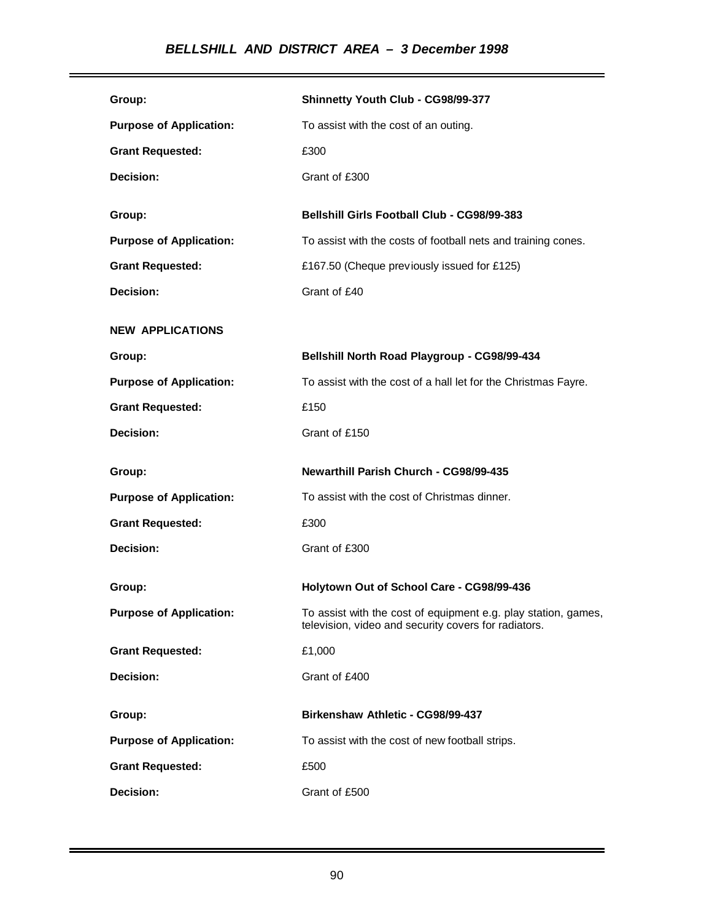| | |
|---|---|
| **Group:** | **Shinnetty Youth Club - CG98/99-377** |
| **Purpose of Application:** | To assist with the cost of an outing. |
| **Grant Requested:** | £300 |
| **Decision:** | Grant of £300 |
| **Group:** | **Bellshill Girls Football Club - CG98/99-383** |
| **Purpose of Application:** | To assist with the costs of football nets and training cones. |
| **Grant Requested:** | £167.50 (Cheque previously issued for £125) |
| **Decision:** | Grant of £40 |

**NEW APPLICATIONS**

| | |
|---|---|
| **Group:** | **Bellshill North Road Playgroup - CG98/99-434** |
| **Purpose of Application:** | To assist with the cost of a hall let for the Christmas Fayre. |
| **Grant Requested:** | £150 |
| **Decision:** | Grant of £150 |
| **Group:** | **Newarthill Parish Church - CG98/99-435** |
| **Purpose of Application:** | To assist with the cost of Christmas dinner. |
| **Grant Requested:** | £300 |
| **Decision:** | Grant of £300 |
| **Group:** | **Holytown Out of School Care - CG98/99-436** |
| **Purpose of Application:** | To assist with the cost of equipment e.g. play station, games, television, video and security covers for radiators. |
| **Grant Requested:** | £1,000 |
| **Decision:** | Grant of £400 |
| **Group:** | **Birkenshaw Athletic - CG98/99-437** |
| **Purpose of Application:** | To assist with the cost of new football strips. |
| **Grant Requested:** | £500 |
| **Decision:** | Grant of £500 |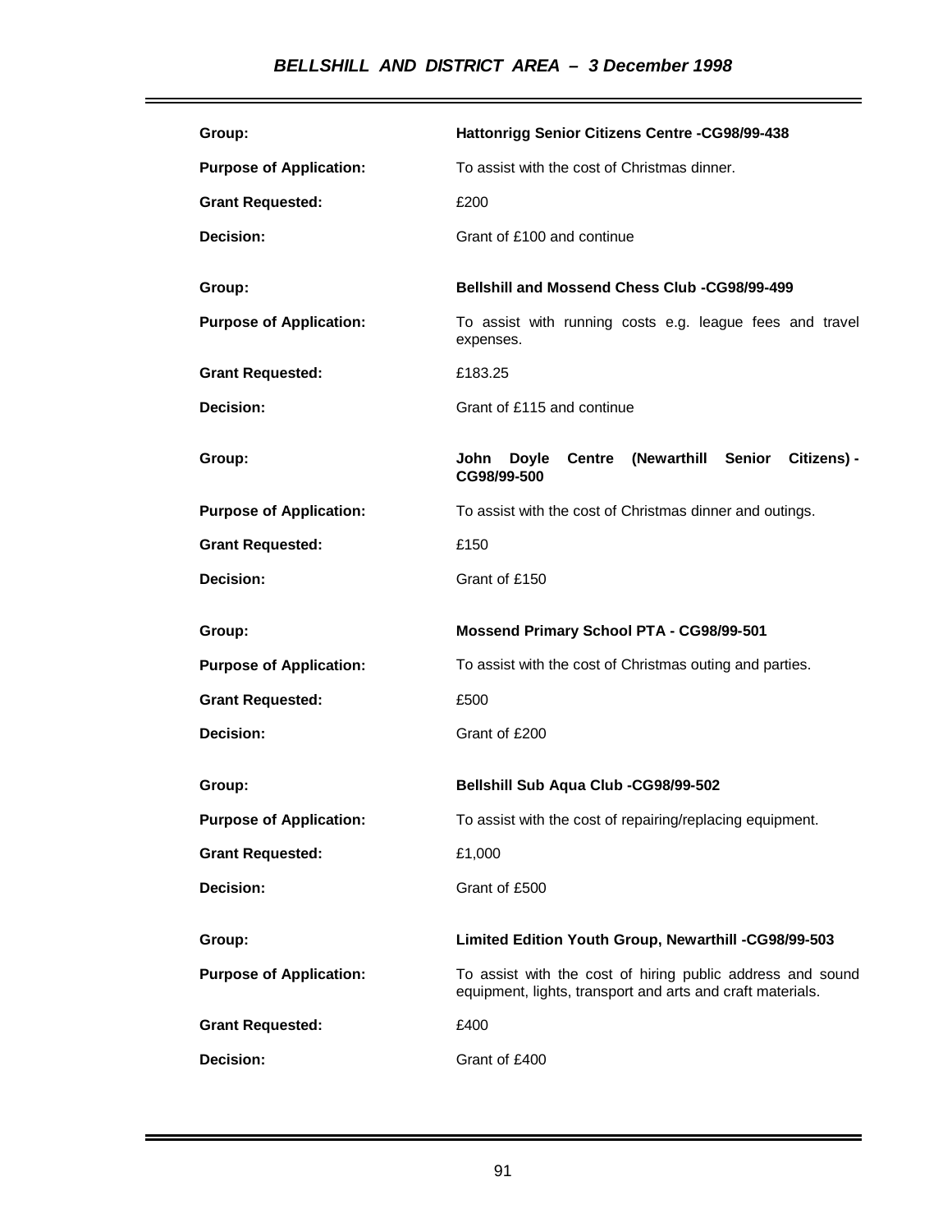| | |
|---|---|
| **Group:** | **Hattonrigg Senior Citizens Centre -CG98/99-438** |
| **Purpose of Application:** | To assist with the cost of Christmas dinner. |
| **Grant Requested:** | £200 |
| **Decision:** | Grant of £100 and continue |

| | |
|---|---|
| **Group:** | **Bellshill and Mossend Chess Club -CG98/99-499** |
| **Purpose of Application:** | To assist with running costs e.g. league fees and travel expenses. |
| **Grant Requested:** | £183.25 |
| **Decision:** | Grant of £115 and continue |

| | |
|---|---|
| **Group:** | **John Doyle Centre (Newarthill Senior Citizens) - CG98/99-500** |
| **Purpose of Application:** | To assist with the cost of Christmas dinner and outings. |
| **Grant Requested:** | £150 |
| **Decision:** | Grant of £150 |

| | |
|---|---|
| **Group:** | **Mossend Primary School PTA - CG98/99-501** |
| **Purpose of Application:** | To assist with the cost of Christmas outing and parties. |
| **Grant Requested:** | £500 |
| **Decision:** | Grant of £200 |

| | |
|---|---|
| **Group:** | **Bellshill Sub Aqua Club -CG98/99-502** |
| **Purpose of Application:** | To assist with the cost of repairing/replacing equipment. |
| **Grant Requested:** | £1,000 |
| **Decision:** | Grant of £500 |

| | |
|---|---|
| **Group:** | **Limited Edition Youth Group, Newarthill -CG98/99-503** |
| **Purpose of Application:** | To assist with the cost of hiring public address and sound equipment, lights, transport and arts and craft materials. |
| **Grant Requested:** | £400 |
| **Decision:** | Grant of £400 |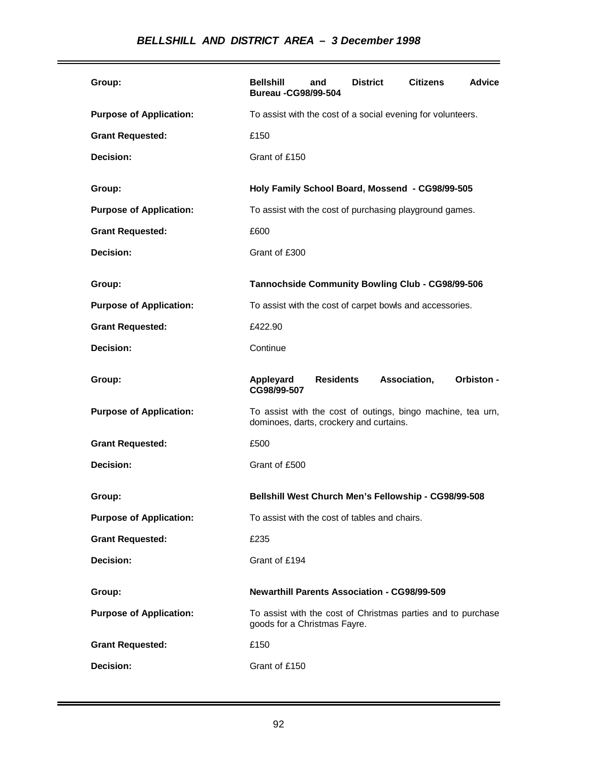| | |
|---|---|
| **Group:** | **Bellshill and District Citizens Advice Bureau -CG98/99-504** |
| **Purpose of Application:** | To assist with the cost of a social evening for volunteers. |
| **Grant Requested:** | £150 |
| **Decision:** | Grant of £150 |
| **Group:** | **Holy Family School Board, Mossend - CG98/99-505** |
| **Purpose of Application:** | To assist with the cost of purchasing playground games. |
| **Grant Requested:** | £600 |
| **Decision:** | Grant of £300 |
| **Group:** | **Tannochside Community Bowling Club - CG98/99-506** |
| **Purpose of Application:** | To assist with the cost of carpet bowls and accessories. |
| **Grant Requested:** | £422.90 |
| **Decision:** | Continue |
| **Group:** | **Appleyard Residents Association, Orbiston - CG98/99-507** |
| **Purpose of Application:** | To assist with the cost of outings, bingo machine, tea urn, dominoes, darts, crockery and curtains. |
| **Grant Requested:** | £500 |
| **Decision:** | Grant of £500 |
| **Group:** | **Bellshill West Church Men's Fellowship - CG98/99-508** |
| **Purpose of Application:** | To assist with the cost of tables and chairs. |
| **Grant Requested:** | £235 |
| **Decision:** | Grant of £194 |
| **Group:** | **Newarthill Parents Association - CG98/99-509** |
| **Purpose of Application:** | To assist with the cost of Christmas parties and to purchase goods for a Christmas Fayre. |
| **Grant Requested:** | £150 |
| **Decision:** | Grant of £150 |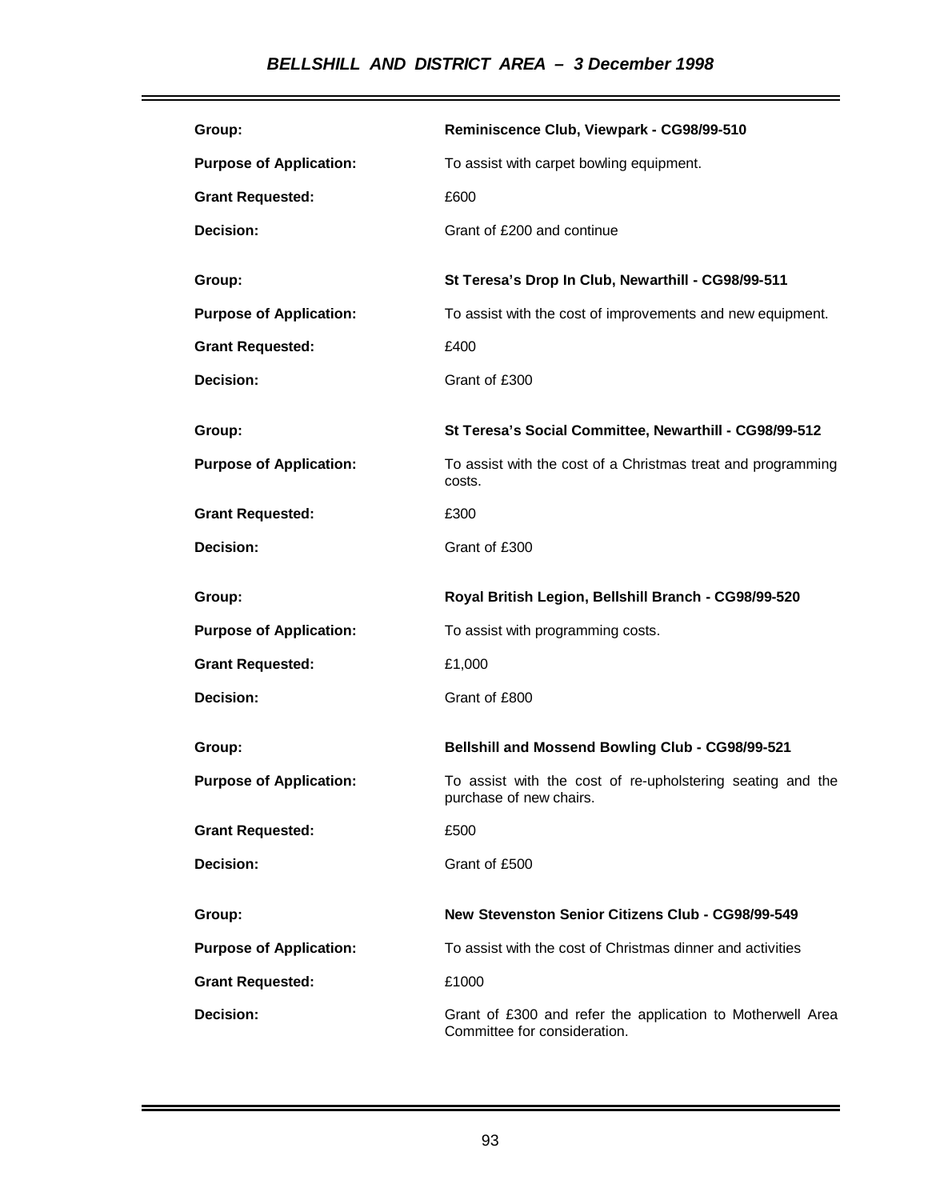| | |
|---|---|
| **Group:** | **Reminiscence Club, Viewpark - CG98/99-510** |
| **Purpose of Application:** | To assist with carpet bowling equipment. |
| **Grant Requested:** | £600 |
| **Decision:** | Grant of £200 and continue |
| **Group:** | **St Teresa's Drop In Club, Newarthill - CG98/99-511** |
| **Purpose of Application:** | To assist with the cost of improvements and new equipment. |
| **Grant Requested:** | £400 |
| **Decision:** | Grant of £300 |
| **Group:** | **St Teresa's Social Committee, Newarthill - CG98/99-512** |
| **Purpose of Application:** | To assist with the cost of a Christmas treat and programming costs. |
| **Grant Requested:** | £300 |
| **Decision:** | Grant of £300 |
| **Group:** | **Royal British Legion, Bellshill Branch - CG98/99-520** |
| **Purpose of Application:** | To assist with programming costs. |
| **Grant Requested:** | £1,000 |
| **Decision:** | Grant of £800 |
| **Group:** | **Bellshill and Mossend Bowling Club - CG98/99-521** |
| **Purpose of Application:** | To assist with the cost of re-upholstering seating and the purchase of new chairs. |
| **Grant Requested:** | £500 |
| **Decision:** | Grant of £500 |
| **Group:** | **New Stevenston Senior Citizens Club - CG98/99-549** |
| **Purpose of Application:** | To assist with the cost of Christmas dinner and activities |
| **Grant Requested:** | £1000 |
| **Decision:** | Grant of £300 and refer the application to Motherwell Area Committee for consideration. |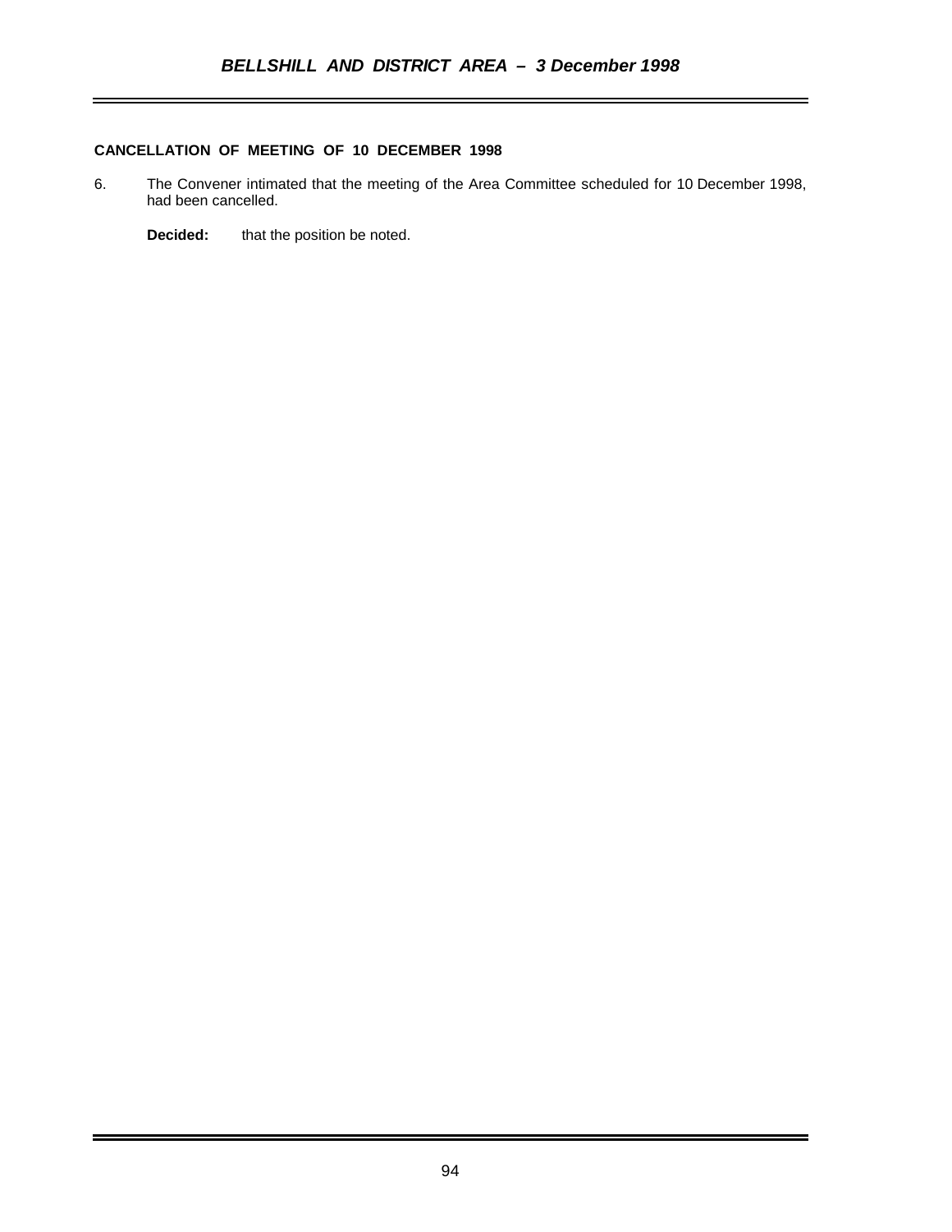**CANCELLATION OF MEETING OF 10 DECEMBER 1998**

6. The Convener intimated that the meeting of the Area Committee scheduled for 10 December 1998, had been cancelled.

   **Decided:** that the position be noted.